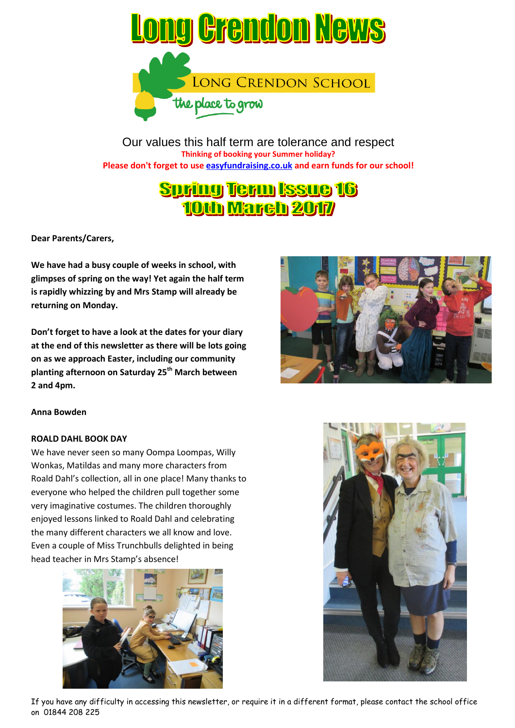# Long Crendon News

LONG CRENDON SCHOOL

the place to grow

Our values this half term are tolerance and respect

**Thinking of booking your Summer holiday?**

**Please don't forget to use easyfundraising.co.uk and earn funds for our school!**

## Spring Term Issue 16
## 10th March 2017

**Dear Parents/Carers,**

**We have had a busy couple of weeks in school, with glimpses of spring on the way! Yet again the half term is rapidly whizzing by and Mrs Stamp will already be returning on Monday.**

**Don't forget to have a look at the dates for your diary at the end of this newsletter as there will be lots going on as we approach Easter, including our community planting afternoon on Saturday 25th March between 2 and 4pm.**

**Anna Bowden**

**ROALD DAHL BOOK DAY**

We have never seen so many Oompa Loompas, Willy Wonkas, Matildas and many more characters from Roald Dahl's collection, all in one place! Many thanks to everyone who helped the children pull together some very imaginative costumes. The children thoroughly enjoyed lessons linked to Roald Dahl and celebrating the many different characters we all know and love. Even a couple of Miss Trunchbulls delighted in being head teacher in Mrs Stamp's absence!

If you have any difficulty in accessing this newsletter, or require it in a different format, please contact the school office on 01844 208 225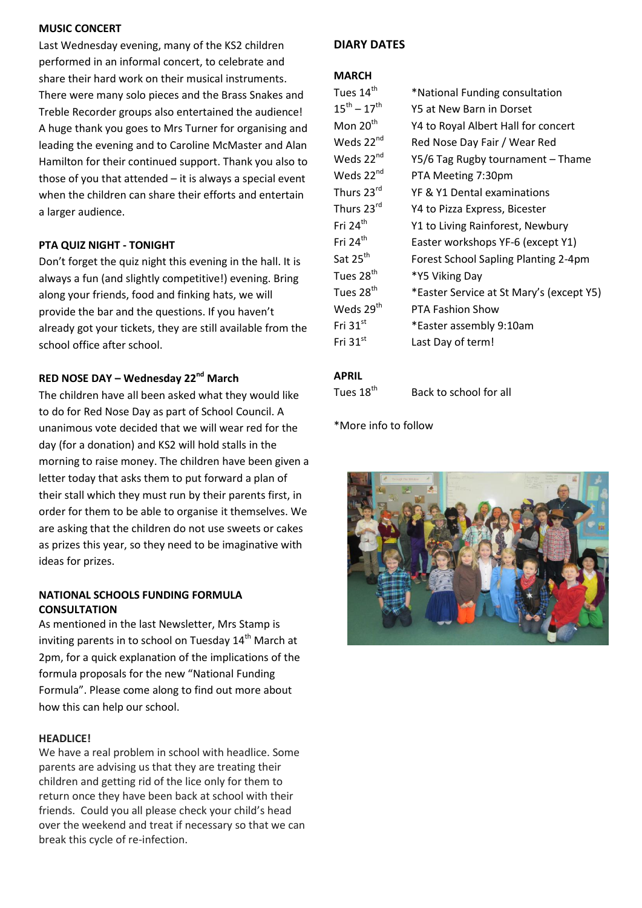## MUSIC CONCERT

Last Wednesday evening, many of the KS2 children performed in an informal concert, to celebrate and share their hard work on their musical instruments. There were many solo pieces and the Brass Snakes and Treble Recorder groups also entertained the audience! A huge thank you goes to Mrs Turner for organising and leading the evening and to Caroline McMaster and Alan Hamilton for their continued support. Thank you also to those of you that attended – it is always a special event when the children can share their efforts and entertain a larger audience.

## PTA QUIZ NIGHT - TONIGHT

Don't forget the quiz night this evening in the hall. It is always a fun (and slightly competitive!) evening. Bring along your friends, food and finking hats, we will provide the bar and the questions. If you haven't already got your tickets, they are still available from the school office after school.

## RED NOSE DAY – Wednesday 22nd March

The children have all been asked what they would like to do for Red Nose Day as part of School Council. A unanimous vote decided that we will wear red for the day (for a donation) and KS2 will hold stalls in the morning to raise money. The children have been given a letter today that asks them to put forward a plan of their stall which they must run by their parents first, in order for them to be able to organise it themselves. We are asking that the children do not use sweets or cakes as prizes this year, so they need to be imaginative with ideas for prizes.

## NATIONAL SCHOOLS FUNDING FORMULA CONSULTATION

As mentioned in the last Newsletter, Mrs Stamp is inviting parents in to school on Tuesday 14th March at 2pm, for a quick explanation of the implications of the formula proposals for the new "National Funding Formula". Please come along to find out more about how this can help our school.

## HEADLICE!

We have a real problem in school with headlice. Some parents are advising us that they are treating their children and getting rid of the lice only for them to return once they have been back at school with their friends. Could you all please check your child's head over the weekend and treat if necessary so that we can break this cycle of re-infection.

## DIARY DATES

### MARCH

| | |
|---|---|
| Tues 14th | *National Funding consultation |
| 15th – 17th | Y5 at New Barn in Dorset |
| Mon 20th | Y4 to Royal Albert Hall for concert |
| Weds 22nd | Red Nose Day Fair / Wear Red |
| Weds 22nd | Y5/6 Tag Rugby tournament – Thame |
| Weds 22nd | PTA Meeting 7:30pm |
| Thurs 23rd | YF & Y1 Dental examinations |
| Thurs 23rd | Y4 to Pizza Express, Bicester |
| Fri 24th | Y1 to Living Rainforest, Newbury |
| Fri 24th | Easter workshops YF-6 (except Y1) |
| Sat 25th | Forest School Sapling Planting 2-4pm |
| Tues 28th | *Y5 Viking Day |
| Tues 28th | *Easter Service at St Mary's (except Y5) |
| Weds 29th | PTA Fashion Show |
| Fri 31st | *Easter assembly 9:10am |
| Fri 31st | Last Day of term! |

### APRIL

| | |
|---|---|
| Tues 18th | Back to school for all |

*More info to follow